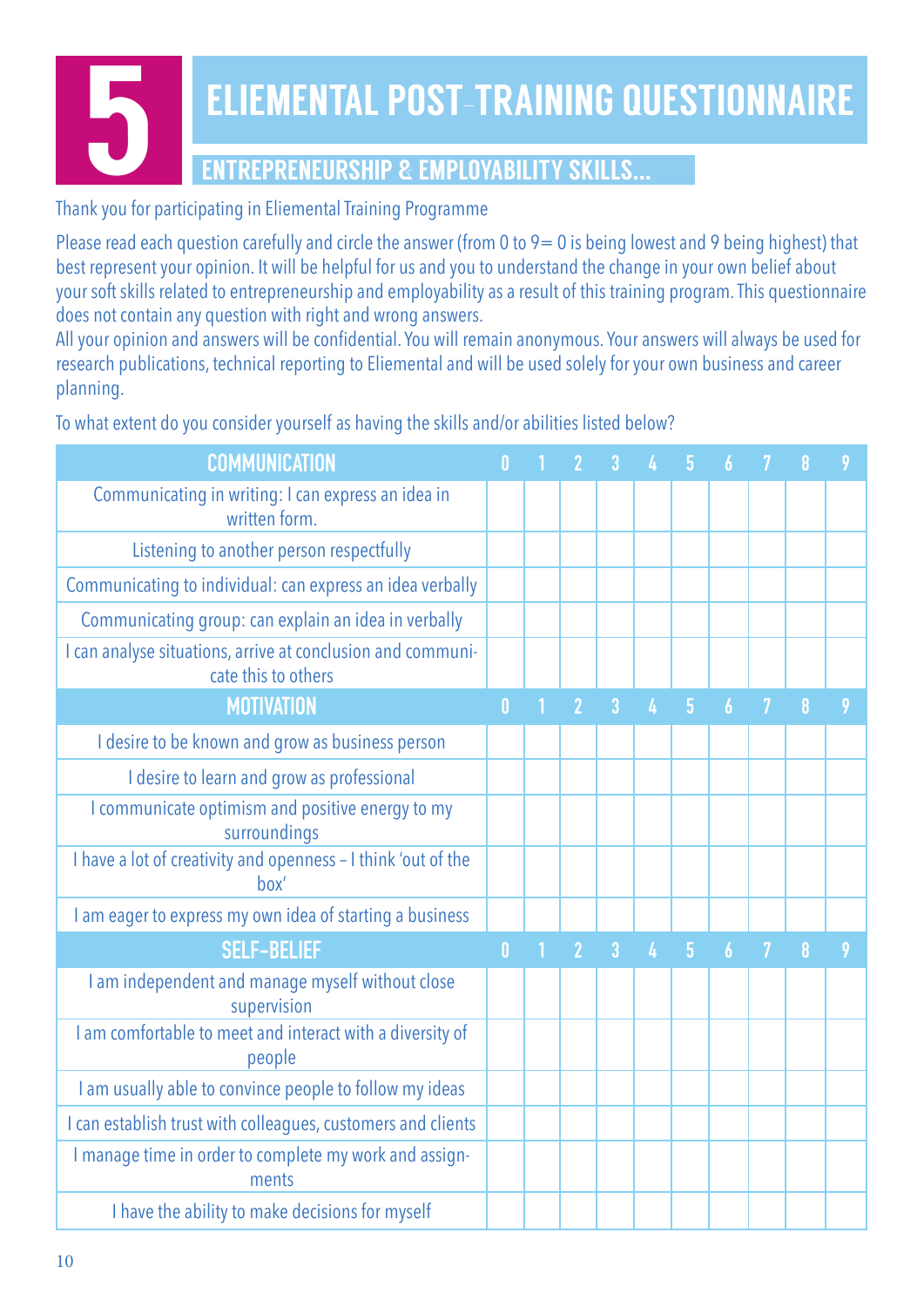# 5 ELIEMENTAL POST-TRAINING QUESTIONNAIRE

## ENTREPRENEURSHIP & EMPLOYABILITY SKILLS...

Thank you for participating in Eliemental Training Programme

Please read each question carefully and circle the answer (from 0 to 9= 0 is being lowest and 9 being highest) that best represent your opinion. It will be helpful for us and you to understand the change in your own belief about your soft skills related to entrepreneurship and employability as a result of this training program. This questionnaire does not contain any question with right and wrong answers.
All your opinion and answers will be confidential. You will remain anonymous. Your answers will always be used for research publications, technical reporting to Eliemental and will be used solely for your own business and career planning.

To what extent do you consider yourself as having the skills and/or abilities listed below?

| COMMUNICATION | 0 | 1 | 2 | 3 | 4 | 5 | 6 | 7 | 8 | 9 |
|---|---|---|---|---|---|---|---|---|---|---|
| Communicating in writing: I can express an idea in written form. | | | | | | | | | | |
| Listening to another person respectfully | | | | | | | | | | |
| Communicating to individual: can express an idea verbally | | | | | | | | | | |
| Communicating group: can explain an idea in verbally | | | | | | | | | | |
| I can analyse situations, arrive at conclusion and communicate this to others | | | | | | | | | | |
| **MOTIVATION** | **0** | **1** | **2** | **3** | **4** | **5** | **6** | **7** | **8** | **9** |
| I desire to be known and grow as business person | | | | | | | | | | |
| I desire to learn and grow as professional | | | | | | | | | | |
| I communicate optimism and positive energy to my surroundings | | | | | | | | | | |
| I have a lot of creativity and openness – I think 'out of the box' | | | | | | | | | | |
| I am eager to express my own idea of starting a business | | | | | | | | | | |
| **SELF-BELIEF** | **0** | **1** | **2** | **3** | **4** | **5** | **6** | **7** | **8** | **9** |
| I am independent and manage myself without close supervision | | | | | | | | | | |
| I am comfortable to meet and interact with a diversity of people | | | | | | | | | | |
| I am usually able to convince people to follow my ideas | | | | | | | | | | |
| I can establish trust with colleagues, customers and clients | | | | | | | | | | |
| I manage time in order to complete my work and assignments | | | | | | | | | | |
| I have the ability to make decisions for myself | | | | | | | | | | |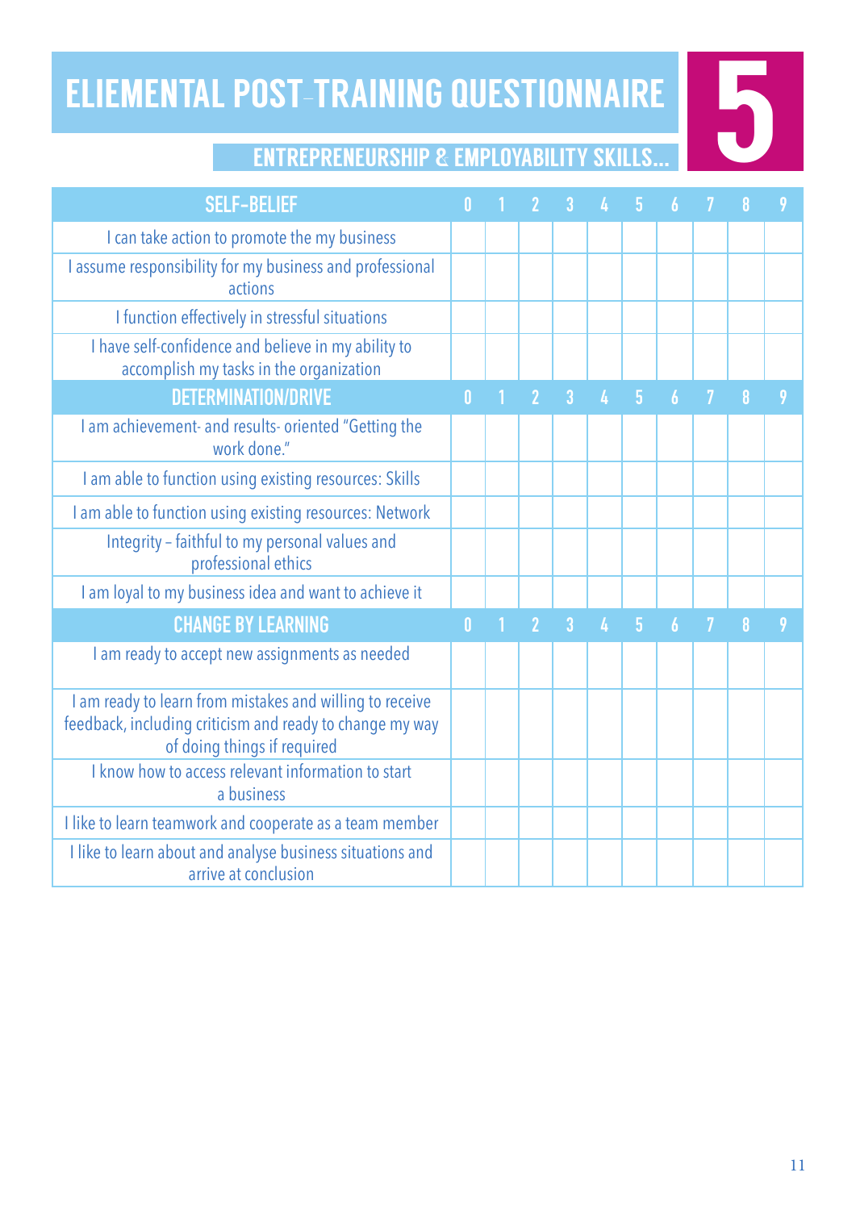# ELIEMENTAL POST-TRAINING QUESTIONNAIRE

**5**

## ENTREPRENEURSHIP & EMPLOYABILITY SKILLS...

| SELF-BELIEF | 0 | 1 | 2 | 3 | 4 | 5 | 6 | 7 | 8 | 9 |
|---|---|---|---|---|---|---|---|---|---|---|
| I can take action to promote the my business | | | | | | | | | | |
| I assume responsibility for my business and professional actions | | | | | | | | | | |
| I function effectively in stressful situations | | | | | | | | | | |
| I have self-confidence and believe in my ability to accomplish my tasks in the organization | | | | | | | | | | |
| **DETERMINATION/DRIVE** | **0** | **1** | **2** | **3** | **4** | **5** | **6** | **7** | **8** | **9** |
| I am achievement- and results- oriented "Getting the work done." | | | | | | | | | | |
| I am able to function using existing resources: Skills | | | | | | | | | | |
| I am able to function using existing resources: Network | | | | | | | | | | |
| Integrity – faithful to my personal values and professional ethics | | | | | | | | | | |
| I am loyal to my business idea and want to achieve it | | | | | | | | | | |
| **CHANGE BY LEARNING** | **0** | **1** | **2** | **3** | **4** | **5** | **6** | **7** | **8** | **9** |
| I am ready to accept new assignments as needed | | | | | | | | | | |
| I am ready to learn from mistakes and willing to receive feedback, including criticism and ready to change my way of doing things if required | | | | | | | | | | |
| I know how to access relevant information to start a business | | | | | | | | | | |
| I like to learn teamwork and cooperate as a team member | | | | | | | | | | |
| I like to learn about and analyse business situations and arrive at conclusion | | | | | | | | | | |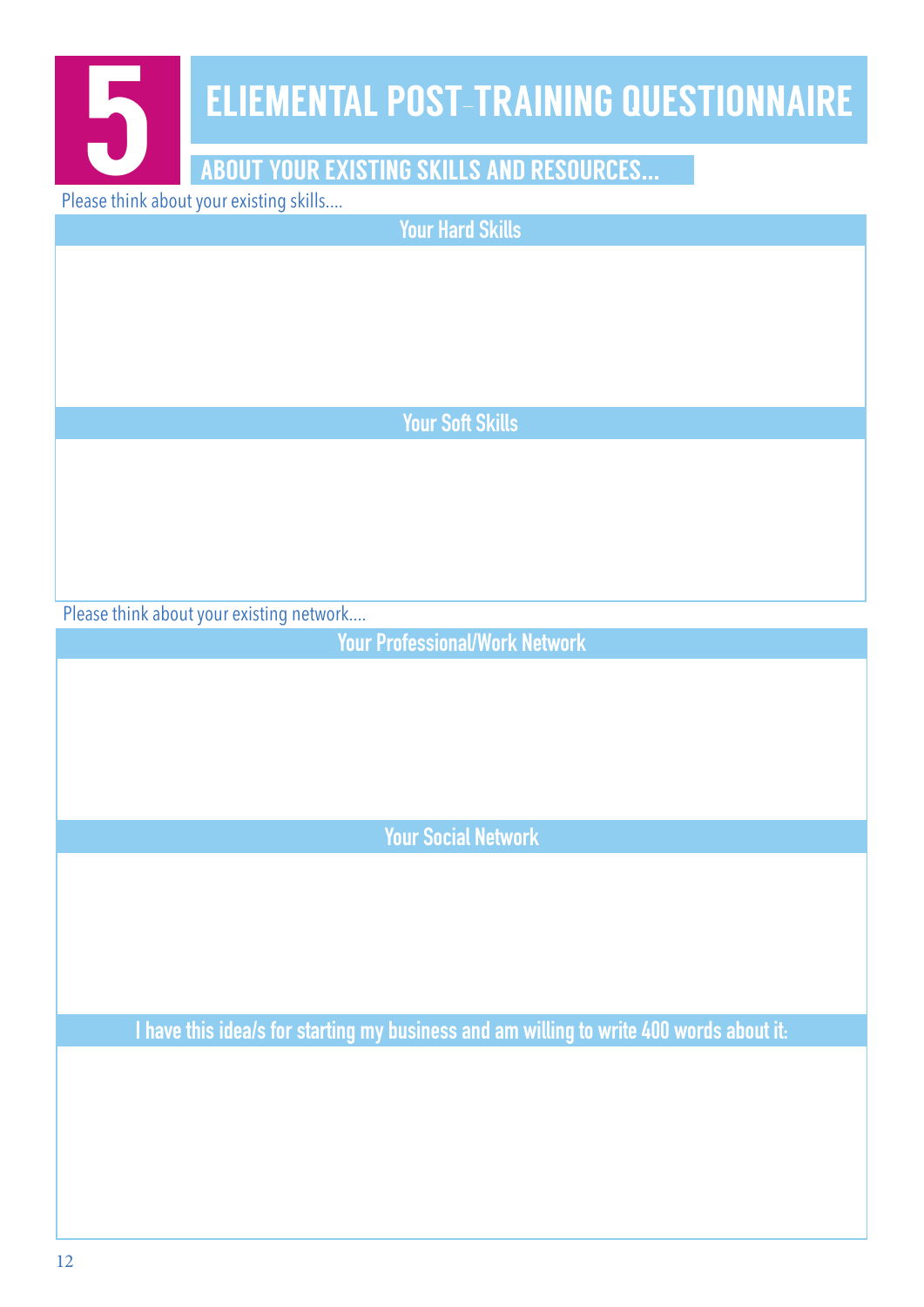# 5 ELIEMENTAL POST-TRAINING QUESTIONNAIRE

## ABOUT YOUR EXISTING SKILLS AND RESOURCES...

Please think about your existing skills....

### Your Hard Skills

### Your Soft Skills

Please think about your existing network....

### Your Professional/Work Network

### Your Social Network

### I have this idea/s for starting my business and am willing to write 400 words about it: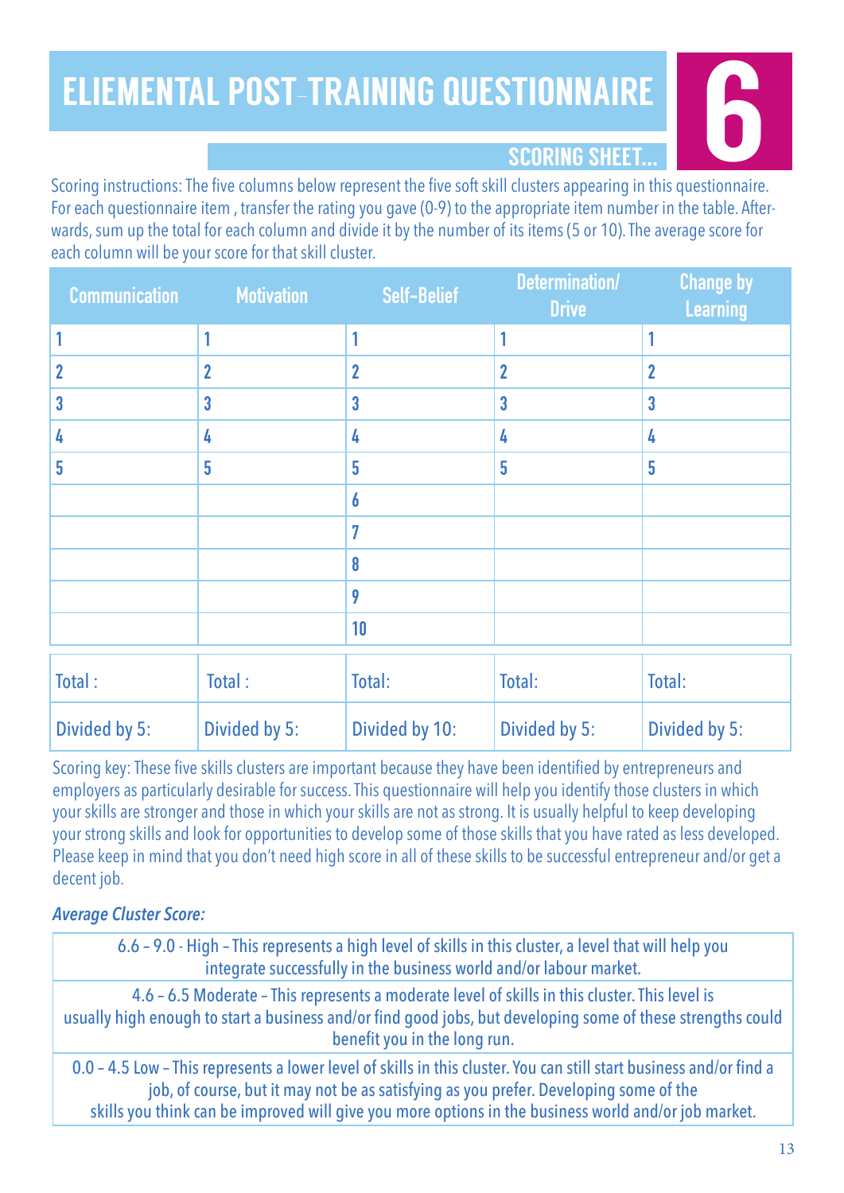# ELIEMENTAL POST-TRAINING QUESTIONNAIRE

## 6

### SCORING SHEET...

Scoring instructions: The five columns below represent the five soft skill clusters appearing in this questionnaire. For each questionnaire item , transfer the rating you gave (0-9) to the appropriate item number in the table. Afterwards, sum up the total for each column and divide it by the number of its items (5 or 10). The average score for each column will be your score for that skill cluster.

| Communication | Motivation | Self-Belief | Determination/ Drive | Change by Learning |
|---|---|---|---|---|
| 1 | 1 | 1 | 1 | 1 |
| 2 | 2 | 2 | 2 | 2 |
| 3 | 3 | 3 | 3 | 3 |
| 4 | 4 | 4 | 4 | 4 |
| 5 | 5 | 5 | 5 | 5 |
| | | 6 | | |
| | | 7 | | |
| | | 8 | | |
| | | 9 | | |
| | | 10 | | |
| Total : | Total : | Total: | Total: | Total: |
| Divided by 5: | Divided by 5: | Divided by 10: | Divided by 5: | Divided by 5: |

Scoring key: These five skills clusters are important because they have been identified by entrepreneurs and employers as particularly desirable for success. This questionnaire will help you identify those clusters in which your skills are stronger and those in which your skills are not as strong. It is usually helpful to keep developing your strong skills and look for opportunities to develop some of those skills that you have rated as less developed. Please keep in mind that you don't need high score in all of these skills to be successful entrepreneur and/or get a decent job.

***Average Cluster Score:***

| |
|---|
| 6.6 – 9.0 - High – This represents a high level of skills in this cluster, a level that will help you integrate successfully in the business world and/or labour market. |
| 4.6 – 6.5 Moderate – This represents a moderate level of skills in this cluster. This level is usually high enough to start a business and/or find good jobs, but developing some of these strengths could benefit you in the long run. |
| 0.0 – 4.5 Low – This represents a lower level of skills in this cluster. You can still start business and/or find a job, of course, but it may not be as satisfying as you prefer. Developing some of the skills you think can be improved will give you more options in the business world and/or job market. |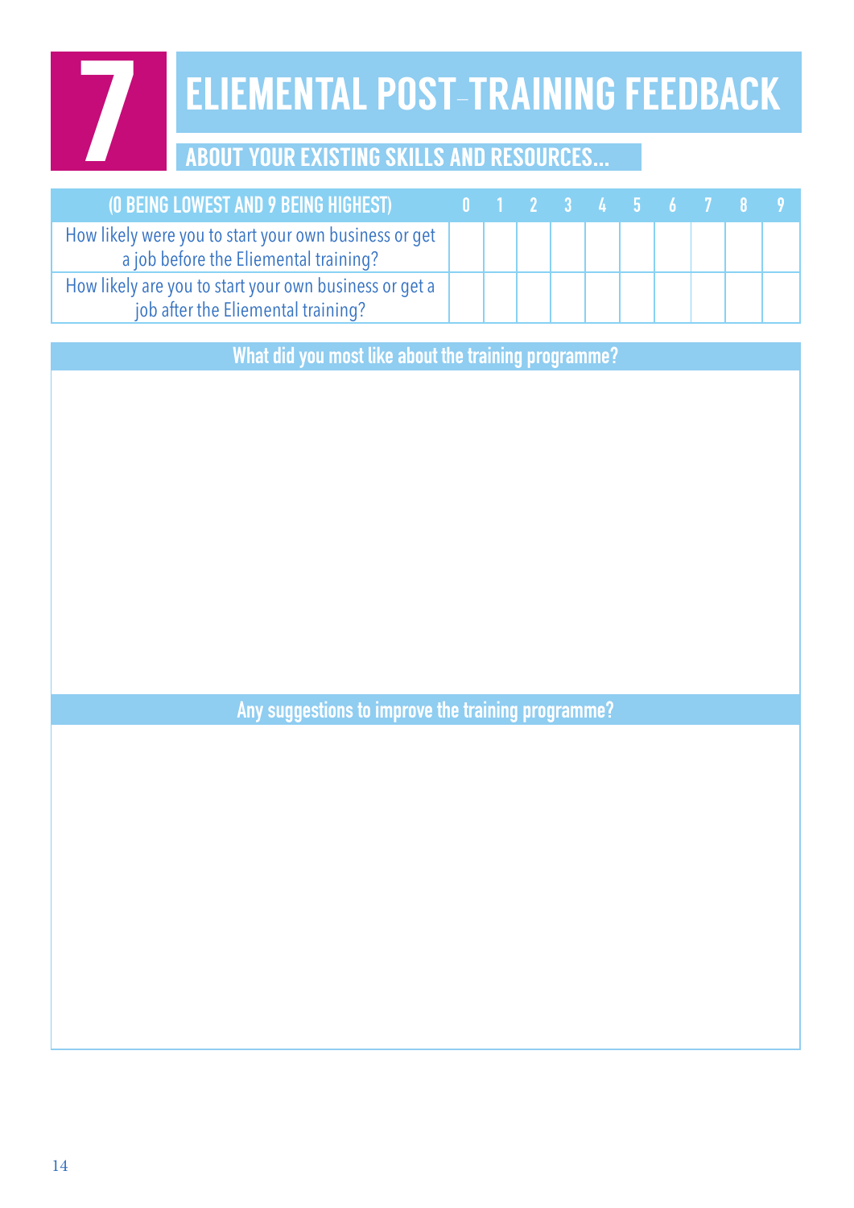# 7 ELIEMENTAL POST-TRAINING FEEDBACK

## ABOUT YOUR EXISTING SKILLS AND RESOURCES...

| (0 BEING LOWEST AND 9 BEING HIGHEST) | 0 | 1 | 2 | 3 | 4 | 5 | 6 | 7 | 8 | 9 |
|---|---|---|---|---|---|---|---|---|---|---|
| How likely were you to start your own business or get a job before the Eliemental training? | | | | | | | | | | |
| How likely are you to start your own business or get a job after the Eliemental training? | | | | | | | | | | |

**What did you most like about the training programme?**

**Any suggestions to improve the training programme?**